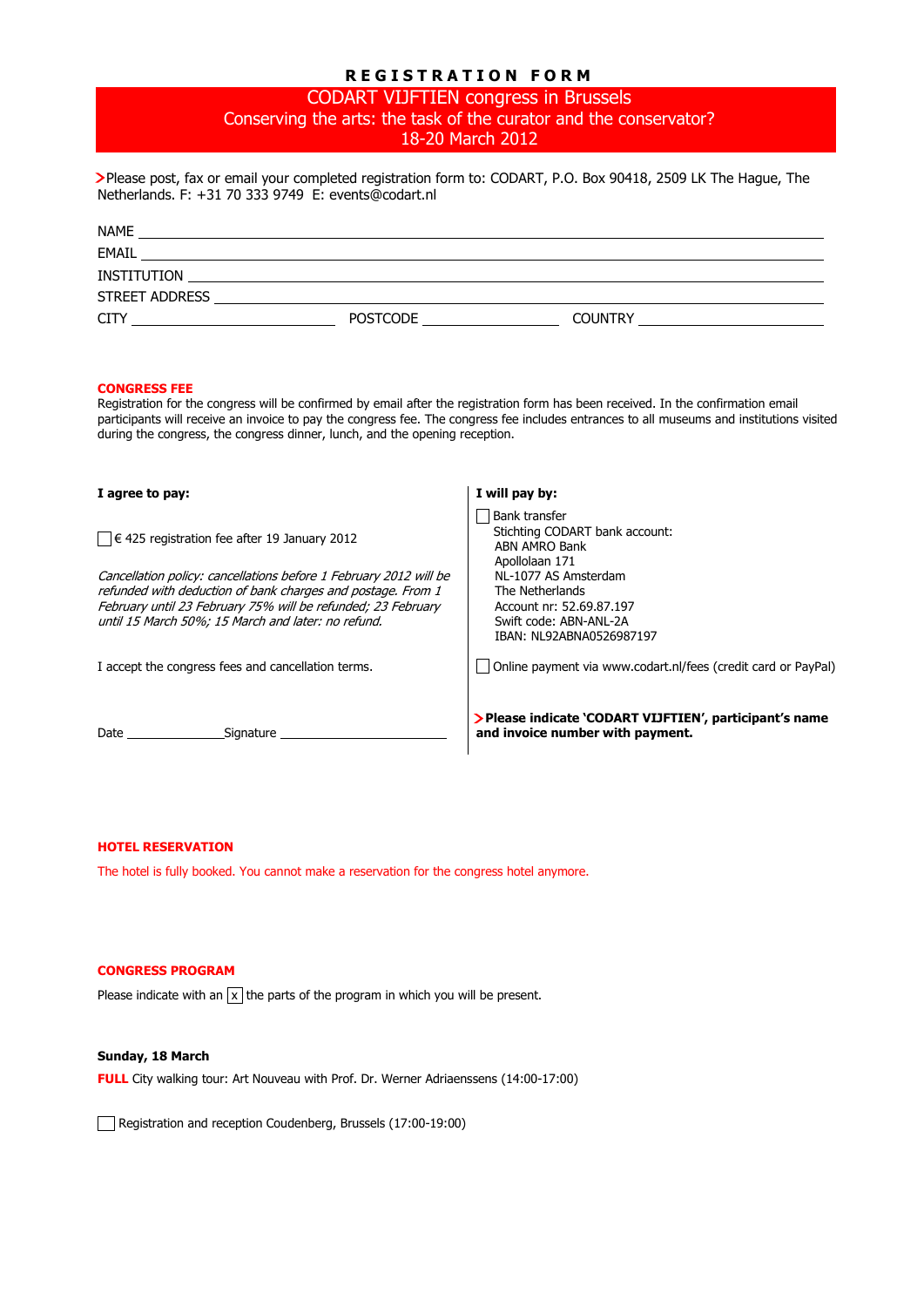# REGISTRATION FORM

## CODART VIJFTIEN congress in Brussels
## Conserving the arts: the task of the curator and the conservator?
## 18-20 March 2012

> Please post, fax or email your completed registration form to: CODART, P.O. Box 90418, 2509 LK The Hague, The Netherlands. F: +31 70 333 9749 E: events@codart.nl

NAME \_\_\_\_\_\_\_\_\_\_\_\_\_\_\_\_\_\_\_\_\_\_\_\_\_\_\_\_\_\_\_\_

EMAIL \_\_\_\_\_\_\_\_\_\_\_\_\_\_\_\_\_\_\_\_\_\_\_\_\_\_\_\_\_\_\_\_

INSTITUTION \_\_\_\_\_\_\_\_\_\_\_\_\_\_\_\_\_\_\_\_\_\_\_\_\_\_\_\_\_\_\_\_

STREET ADDRESS \_\_\_\_\_\_\_\_\_\_\_\_\_\_\_\_\_\_\_\_\_\_\_\_\_\_\_\_\_\_\_\_

CITY \_\_\_\_\_\_\_\_\_\_\_\_\_\_\_\_ POSTCODE \_\_\_\_\_\_\_\_\_\_\_\_\_\_\_\_ COUNTRY \_\_\_\_\_\_\_\_\_\_\_\_\_\_\_\_

### CONGRESS FEE

Registration for the congress will be confirmed by email after the registration form has been received. In the confirmation email participants will receive an invoice to pay the congress fee. The congress fee includes entrances to all museums and institutions visited during the congress, the congress dinner, lunch, and the opening reception.

**I agree to pay:**

☐ € 425 registration fee after 19 January 2012

*Cancellation policy: cancellations before 1 February 2012 will be refunded with deduction of bank charges and postage. From 1 February until 23 February 75% will be refunded; 23 February until 15 March 50%; 15 March and later: no refund.*

I accept the congress fees and cancellation terms.

Date \_\_\_\_\_\_\_\_\_\_\_\_ Signature \_\_\_\_\_\_\_\_\_\_\_\_\_\_\_\_

**I will pay by:**

☐ Bank transfer
Stichting CODART bank account:
ABN AMRO Bank
Apollolaan 171
NL-1077 AS Amsterdam
The Netherlands
Account nr: 52.69.87.197
Swift code: ABN-ANL-2A
IBAN: NL92ABNA0526987197

☐ Online payment via www.codart.nl/fees (credit card or PayPal)

> **Please indicate 'CODART VIJFTIEN', participant's name and invoice number with payment.**

### HOTEL RESERVATION

The hotel is fully booked. You cannot make a reservation for the congress hotel anymore.

### CONGRESS PROGRAM

Please indicate with an [x] the parts of the program in which you will be present.

**Sunday, 18 March**

**FULL** City walking tour: Art Nouveau with Prof. Dr. Werner Adriaenssens (14:00-17:00)

☐ Registration and reception Coudenberg, Brussels (17:00-19:00)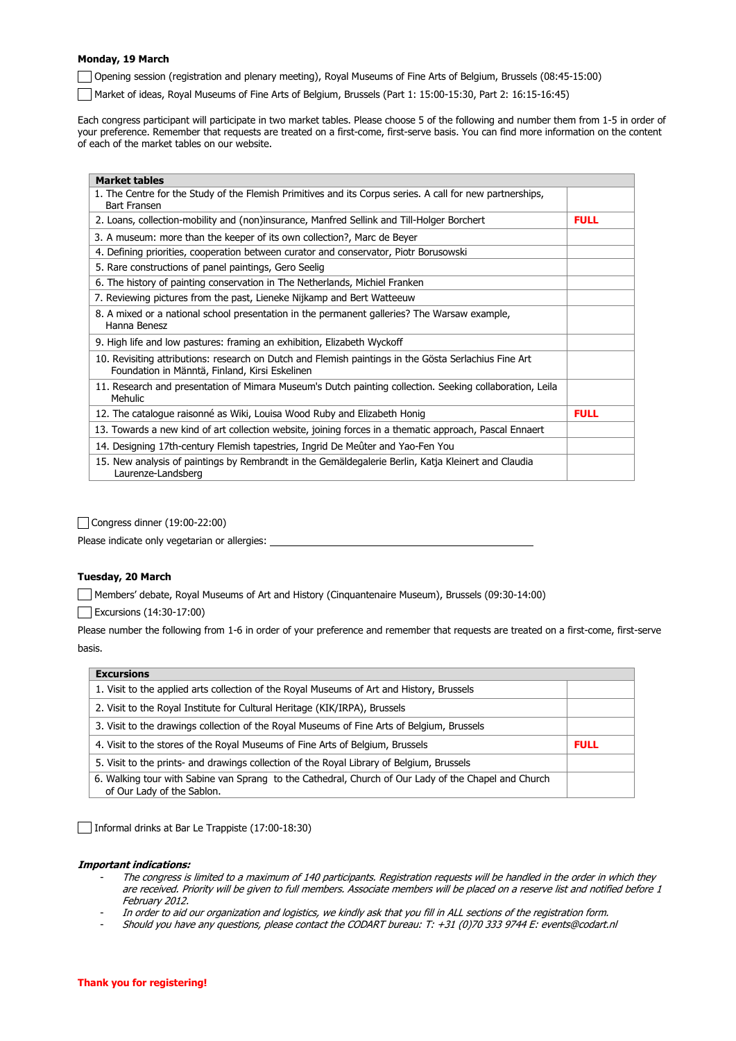**Monday, 19 March**

☐ Opening session (registration and plenary meeting), Royal Museums of Fine Arts of Belgium, Brussels (08:45-15:00)

☐ Market of ideas, Royal Museums of Fine Arts of Belgium, Brussels (Part 1: 15:00-15:30, Part 2: 16:15-16:45)

Each congress participant will participate in two market tables. Please choose 5 of the following and number them from 1-5 in order of your preference. Remember that requests are treated on a first-come, first-serve basis. You can find more information on the content of each of the market tables on our website.

| Market tables | |
|---|---|
| 1. The Centre for the Study of the Flemish Primitives and its Corpus series. A call for new partnerships, Bart Fransen | |
| 2. Loans, collection-mobility and (non)insurance, Manfred Sellink and Till-Holger Borchert | **FULL** |
| 3. A museum: more than the keeper of its own collection?, Marc de Beyer | |
| 4. Defining priorities, cooperation between curator and conservator, Piotr Borusowski | |
| 5. Rare constructions of panel paintings, Gero Seelig | |
| 6. The history of painting conservation in The Netherlands, Michiel Franken | |
| 7. Reviewing pictures from the past, Lieneke Nijkamp and Bert Watteeuw | |
| 8. A mixed or a national school presentation in the permanent galleries? The Warsaw example, Hanna Benesz | |
| 9. High life and low pastures: framing an exhibition, Elizabeth Wyckoff | |
| 10. Revisiting attributions: research on Dutch and Flemish paintings in the Gösta Serlachius Fine Art Foundation in Mänttä, Finland, Kirsi Eskelinen | |
| 11. Research and presentation of Mimara Museum's Dutch painting collection. Seeking collaboration, Leila Mehulic | |
| 12. The catalogue raisonné as Wiki, Louisa Wood Ruby and Elizabeth Honig | **FULL** |
| 13. Towards a new kind of art collection website, joining forces in a thematic approach, Pascal Ennaert | |
| 14. Designing 17th-century Flemish tapestries, Ingrid De Meûter and Yao-Fen You | |
| 15. New analysis of paintings by Rembrandt in the Gemäldegalerie Berlin, Katja Kleinert and Claudia Laurenze-Landsberg | |

☐ Congress dinner (19:00-22:00)

Please indicate only vegetarian or allergies: ______________________________

**Tuesday, 20 March**

☐ Members' debate, Royal Museums of Art and History (Cinquantenaire Museum), Brussels (09:30-14:00)

☐ Excursions (14:30-17:00)

Please number the following from 1-6 in order of your preference and remember that requests are treated on a first-come, first-serve basis.

| Excursions | |
|---|---|
| 1. Visit to the applied arts collection of the Royal Museums of Art and History, Brussels | |
| 2. Visit to the Royal Institute for Cultural Heritage (KIK/IRPA), Brussels | |
| 3. Visit to the drawings collection of the Royal Museums of Fine Arts of Belgium, Brussels | |
| 4. Visit to the stores of the Royal Museums of Fine Arts of Belgium, Brussels | **FULL** |
| 5. Visit to the prints- and drawings collection of the Royal Library of Belgium, Brussels | |
| 6. Walking tour with Sabine van Sprang to the Cathedral, Church of Our Lady of the Chapel and Church of Our Lady of the Sablon. | |

☐ Informal drinks at Bar Le Trappiste (17:00-18:30)

***Important indications:***

- *The congress is limited to a maximum of 140 participants. Registration requests will be handled in the order in which they are received. Priority will be given to full members. Associate members will be placed on a reserve list and notified before 1 February 2012.*
- *In order to aid our organization and logistics, we kindly ask that you fill in ALL sections of the registration form.*
- *Should you have any questions, please contact the CODART bureau: T: +31 (0)70 333 9744 E: events@codart.nl*

**Thank you for registering!**